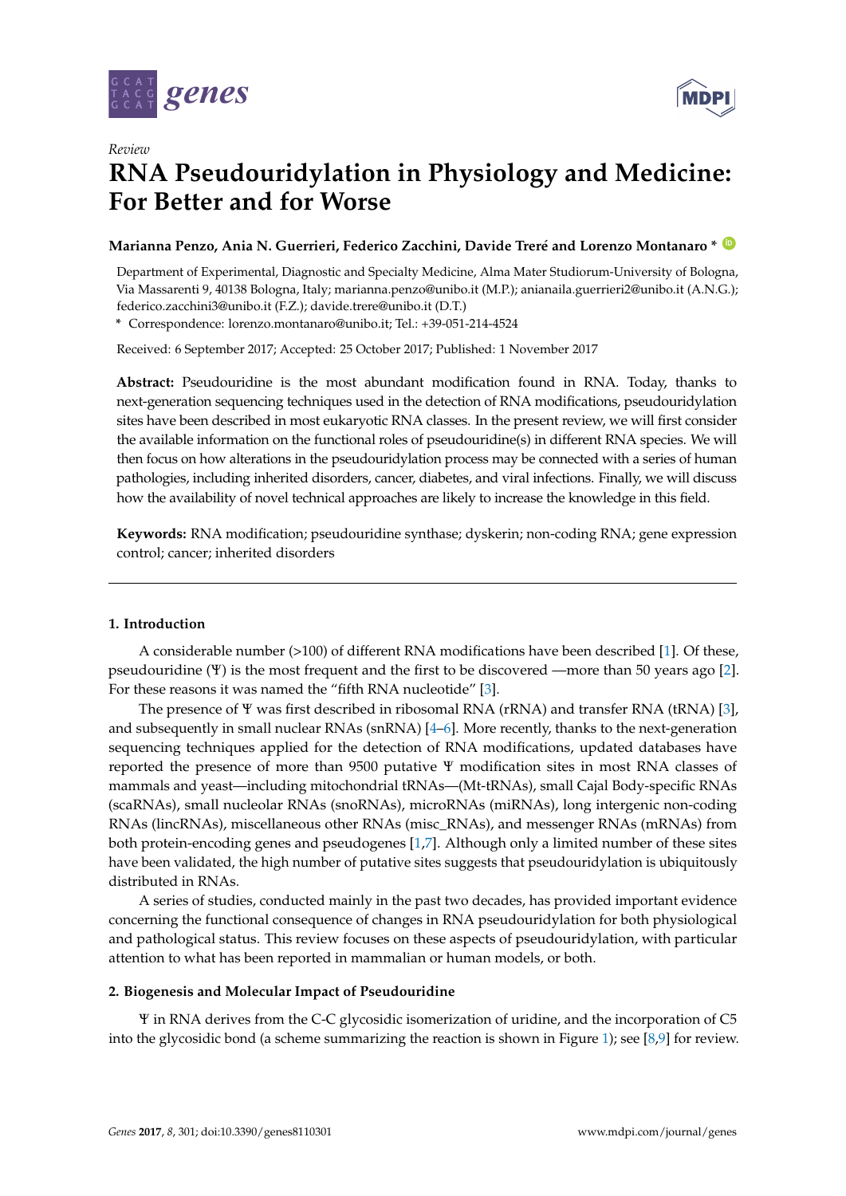Review

# RNA Pseudouridylation in Physiology and Medicine: For Better and for Worse

**Marianna Penzo, Ania N. Guerrieri, Federico Zacchini, Davide Treré and Lorenzo Montanaro ***

Department of Experimental, Diagnostic and Specialty Medicine, Alma Mater Studiorum-University of Bologna, Via Massarenti 9, 40138 Bologna, Italy; marianna.penzo@unibo.it (M.P.); anianaila.guerrieri2@unibo.it (A.N.G.); federico.zacchini3@unibo.it (F.Z.); davide.trere@unibo.it (D.T.)

* Correspondence: lorenzo.montanaro@unibo.it; Tel.: +39-051-214-4524

Received: 6 September 2017; Accepted: 25 October 2017; Published: 1 November 2017

**Abstract:** Pseudouridine is the most abundant modification found in RNA. Today, thanks to next-generation sequencing techniques used in the detection of RNA modifications, pseudouridylation sites have been described in most eukaryotic RNA classes. In the present review, we will first consider the available information on the functional roles of pseudouridine(s) in different RNA species. We will then focus on how alterations in the pseudouridylation process may be connected with a series of human pathologies, including inherited disorders, cancer, diabetes, and viral infections. Finally, we will discuss how the availability of novel technical approaches are likely to increase the knowledge in this field.

**Keywords:** RNA modification; pseudouridine synthase; dyskerin; non-coding RNA; gene expression control; cancer; inherited disorders

## 1. Introduction

A considerable number (>100) of different RNA modifications have been described [1]. Of these, pseudouridine (Ψ) is the most frequent and the first to be discovered —more than 50 years ago [2]. For these reasons it was named the "fifth RNA nucleotide" [3].

The presence of Ψ was first described in ribosomal RNA (rRNA) and transfer RNA (tRNA) [3], and subsequently in small nuclear RNAs (snRNA) [4–6]. More recently, thanks to the next-generation sequencing techniques applied for the detection of RNA modifications, updated databases have reported the presence of more than 9500 putative Ψ modification sites in most RNA classes of mammals and yeast—including mitochondrial tRNAs—(Mt-tRNAs), small Cajal Body-specific RNAs (scaRNAs), small nucleolar RNAs (snoRNAs), microRNAs (miRNAs), long intergenic non-coding RNAs (lincRNAs), miscellaneous other RNAs (misc_RNAs), and messenger RNAs (mRNAs) from both protein-encoding genes and pseudogenes [1,7]. Although only a limited number of these sites have been validated, the high number of putative sites suggests that pseudouridylation is ubiquitously distributed in RNAs.

A series of studies, conducted mainly in the past two decades, has provided important evidence concerning the functional consequence of changes in RNA pseudouridylation for both physiological and pathological status. This review focuses on these aspects of pseudouridylation, with particular attention to what has been reported in mammalian or human models, or both.

## 2. Biogenesis and Molecular Impact of Pseudouridine

Ψ in RNA derives from the C-C glycosidic isomerization of uridine, and the incorporation of C5 into the glycosidic bond (a scheme summarizing the reaction is shown in Figure 1); see [8,9] for review.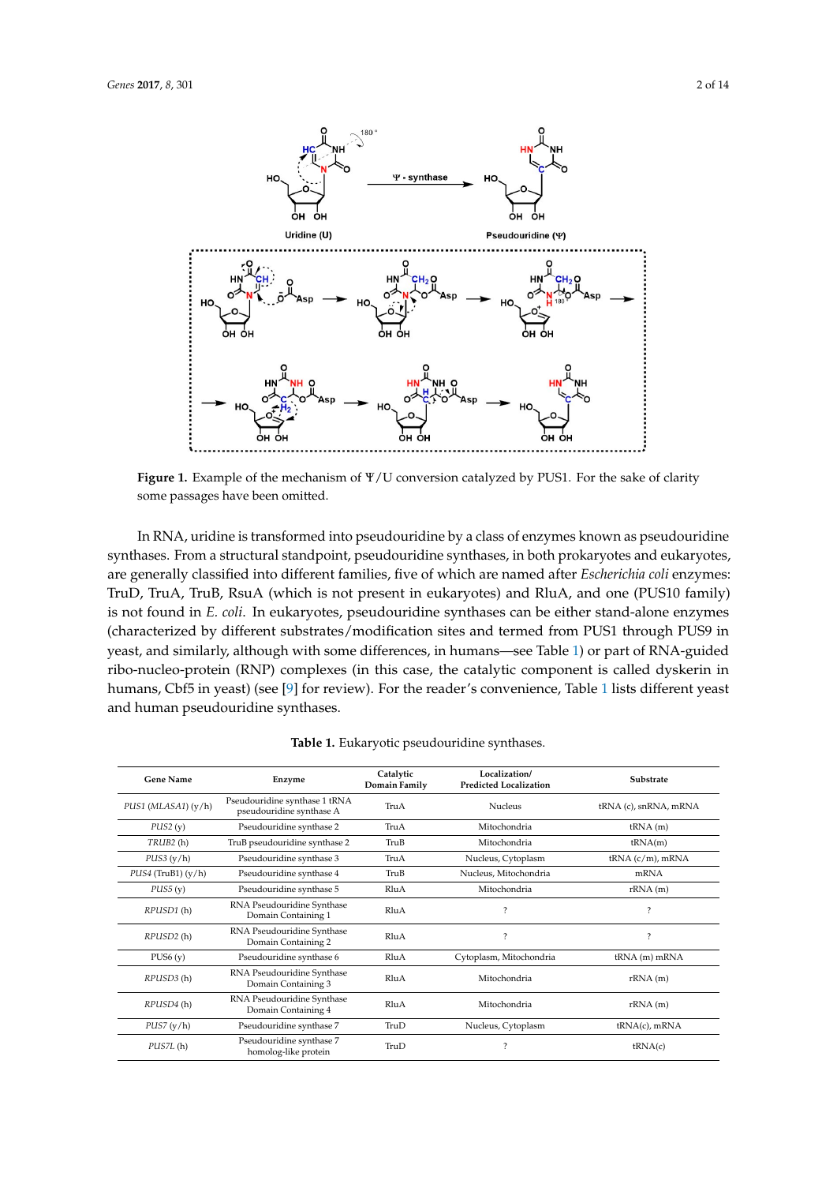**Figure 1.** Example of the mechanism of Ψ/U conversion catalyzed by PUS1. For the sake of clarity some passages have been omitted.

In RNA, uridine is transformed into pseudouridine by a class of enzymes known as pseudouridine synthases. From a structural standpoint, pseudouridine synthases, in both prokaryotes and eukaryotes, are generally classified into different families, five of which are named after *Escherichia coli* enzymes: TruD, TruA, TruB, RsuA (which is not present in eukaryotes) and RluA, and one (PUS10 family) is not found in *E. coli*. In eukaryotes, pseudouridine synthases can be either stand-alone enzymes (characterized by different substrates/modification sites and termed from PUS1 through PUS9 in yeast, and similarly, although with some differences, in humans—see Table 1) or part of RNA-guided ribo-nucleo-protein (RNP) complexes (in this case, the catalytic component is called dyskerin in humans, Cbf5 in yeast) (see [9] for review). For the reader's convenience, Table 1 lists different yeast and human pseudouridine synthases.

**Table 1.** Eukaryotic pseudouridine synthases.

| Gene Name | Enzyme | Catalytic Domain Family | Localization/ Predicted Localization | Substrate |
|---|---|---|---|---|
| *PUS1* (*MLASA1*) (y/h) | Pseudouridine synthase 1 tRNA pseudouridine synthase A | TruA | Nucleus | tRNA (c), snRNA, mRNA |
| *PUS2* (y) | Pseudouridine synthase 2 | TruA | Mitochondria | tRNA (m) |
| *TRUB2* (h) | TruB pseudouridine synthase 2 | TruB | Mitochondria | tRNA(m) |
| *PUS3* (y/h) | Pseudouridine synthase 3 | TruA | Nucleus, Cytoplasm | tRNA (c/m), mRNA |
| *PUS4* (TruB1) (y/h) | Pseudouridine synthase 4 | TruB | Nucleus, Mitochondria | mRNA |
| *PUS5* (y) | Pseudouridine synthase 5 | RluA | Mitochondria | rRNA (m) |
| *RPUSD1* (h) | RNA Pseudouridine Synthase Domain Containing 1 | RluA | ? | ? |
| *RPUSD2* (h) | RNA Pseudouridine Synthase Domain Containing 2 | RluA | ? | ? |
| PUS6 (y) | Pseudouridine synthase 6 | RluA | Cytoplasm, Mitochondria | tRNA (m) mRNA |
| *RPUSD3* (h) | RNA Pseudouridine Synthase Domain Containing 3 | RluA | Mitochondria | rRNA (m) |
| *RPUSD4* (h) | RNA Pseudouridine Synthase Domain Containing 4 | RluA | Mitochondria | rRNA (m) |
| *PUS7* (y/h) | Pseudouridine synthase 7 | TruD | Nucleus, Cytoplasm | tRNA(c), mRNA |
| *PUS7L* (h) | Pseudouridine synthase 7 homolog-like protein | TruD | ? | tRNA(c) |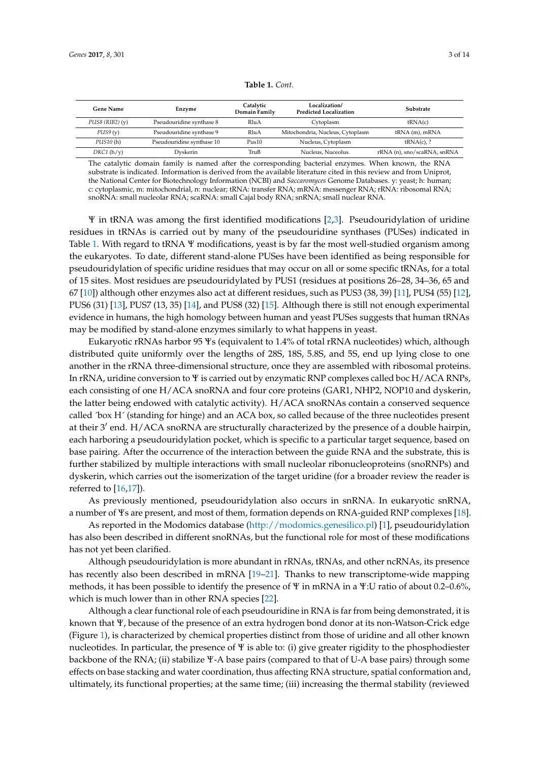**Table 1.** *Cont.*

| Gene Name | Enzyme | Catalytic Domain Family | Localization/ Predicted Localization | Substrate |
|---|---|---|---|---|
| *PUS8 (RIB2)* (y) | Pseudouridine synthase 8 | RluA | Cytoplasm | tRNA(c) |
| *PUS9* (y) | Pseudouridine synthase 9 | RluA | Mitochondria, Nucleus, Cytoplasm | tRNA (m), mRNA |
| *PUS10* (h) | Pseudouridine synthase 10 | Pus10 | Nucleus, Cytoplasm | tRNA(c), ? |
| *DKC1* (h/y) | Dyskerin | TruB | Nucleus, Nuceolus. | rRNA (n), sno/scaRNA, snRNA |

The catalytic domain family is named after the corresponding bacterial enzymes. When known, the RNA substrate is indicated. Information is derived from the available literature cited in this review and from Uniprot, the National Center for Biotechnology Information (NCBI) and *Saccaromyces* Genome Databases. y: yeast; h: human; c: cytoplasmic, m: mitochondrial, n: nuclear; tRNA: transfer RNA; mRNA: messenger RNA; rRNA: ribosomal RNA; snoRNA: small nucleolar RNA; scaRNA: small Cajal body RNA; snRNA; small nuclear RNA.

Ψ in tRNA was among the first identified modifications [2,3]. Pseudouridylation of uridine residues in tRNAs is carried out by many of the pseudouridine synthases (PUSes) indicated in Table 1. With regard to tRNA Ψ modifications, yeast is by far the most well-studied organism among the eukaryotes. To date, different stand-alone PUSes have been identified as being responsible for pseudouridylation of specific uridine residues that may occur on all or some specific tRNAs, for a total of 15 sites. Most residues are pseudouridylated by PUS1 (residues at positions 26–28, 34–36, 65 and 67 [10]) although other enzymes also act at different residues, such as PUS3 (38, 39) [11], PUS4 (55) [12], PUS6 (31) [13], PUS7 (13, 35) [14], and PUS8 (32) [15]. Although there is still not enough experimental evidence in humans, the high homology between human and yeast PUSes suggests that human tRNAs may be modified by stand-alone enzymes similarly to what happens in yeast.

Eukaryotic rRNAs harbor 95 Ψs (equivalent to 1.4% of total rRNA nucleotides) which, although distributed quite uniformly over the lengths of 28S, 18S, 5.8S, and 5S, end up lying close to one another in the rRNA three-dimensional structure, once they are assembled with ribosomal proteins. In rRNA, uridine conversion to Ψ is carried out by enzymatic RNP complexes called boc H/ACA RNPs, each consisting of one H/ACA snoRNA and four core proteins (GAR1, NHP2, NOP10 and dyskerin, the latter being endowed with catalytic activity). H/ACA snoRNAs contain a conserved sequence called ´box H´ (standing for hinge) and an ACA box, so called because of the three nucleotides present at their 3′ end. H/ACA snoRNA are structurally characterized by the presence of a double hairpin, each harboring a pseudouridylation pocket, which is specific to a particular target sequence, based on base pairing. After the occurrence of the interaction between the guide RNA and the substrate, this is further stabilized by multiple interactions with small nucleolar ribonucleoproteins (snoRNPs) and dyskerin, which carries out the isomerization of the target uridine (for a broader review the reader is referred to [16,17]).

As previously mentioned, pseudouridylation also occurs in snRNA. In eukaryotic snRNA, a number of Ψs are present, and most of them, formation depends on RNA-guided RNP complexes [18].

As reported in the Modomics database (http://modomics.genesilico.pl) [1], pseudouridylation has also been described in different snoRNAs, but the functional role for most of these modifications has not yet been clarified.

Although pseudouridylation is more abundant in rRNAs, tRNAs, and other ncRNAs, its presence has recently also been described in mRNA [19–21]. Thanks to new transcriptome-wide mapping methods, it has been possible to identify the presence of Ψ in mRNA in a Ψ:U ratio of about 0.2–0.6%, which is much lower than in other RNA species [22].

Although a clear functional role of each pseudouridine in RNA is far from being demonstrated, it is known that Ψ, because of the presence of an extra hydrogen bond donor at its non-Watson-Crick edge (Figure 1), is characterized by chemical properties distinct from those of uridine and all other known nucleotides. In particular, the presence of Ψ is able to: (i) give greater rigidity to the phosphodiester backbone of the RNA; (ii) stabilize Ψ-A base pairs (compared to that of U-A base pairs) through some effects on base stacking and water coordination, thus affecting RNA structure, spatial conformation and, ultimately, its functional properties; at the same time; (iii) increasing the thermal stability (reviewed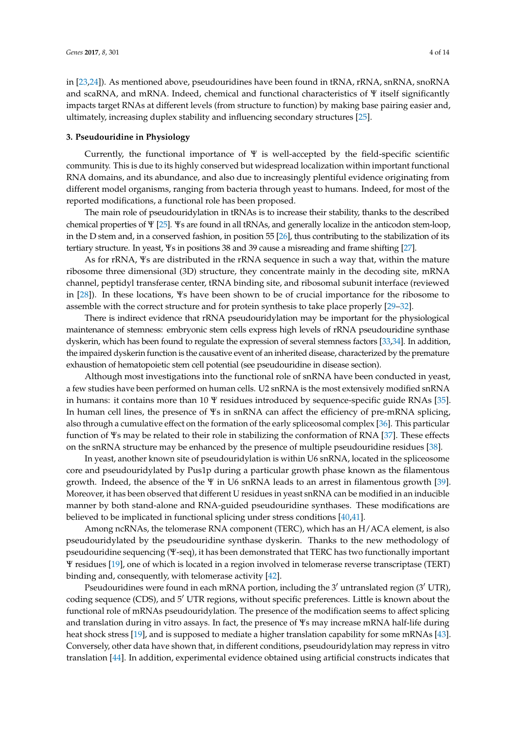in [23,24]). As mentioned above, pseudouridines have been found in tRNA, rRNA, snRNA, snoRNA and scaRNA, and mRNA. Indeed, chemical and functional characteristics of Ψ itself significantly impacts target RNAs at different levels (from structure to function) by making base pairing easier and, ultimately, increasing duplex stability and influencing secondary structures [25].

## 3. Pseudouridine in Physiology

Currently, the functional importance of Ψ is well-accepted by the field-specific scientific community. This is due to its highly conserved but widespread localization within important functional RNA domains, and its abundance, and also due to increasingly plentiful evidence originating from different model organisms, ranging from bacteria through yeast to humans. Indeed, for most of the reported modifications, a functional role has been proposed.

The main role of pseudouridylation in tRNAs is to increase their stability, thanks to the described chemical properties of Ψ [25]. Ψs are found in all tRNAs, and generally localize in the anticodon stem-loop, in the D stem and, in a conserved fashion, in position 55 [26], thus contributing to the stabilization of its tertiary structure. In yeast, Ψs in positions 38 and 39 cause a misreading and frame shifting [27].

As for rRNA, Ψs are distributed in the rRNA sequence in such a way that, within the mature ribosome three dimensional (3D) structure, they concentrate mainly in the decoding site, mRNA channel, peptidyl transferase center, tRNA binding site, and ribosomal subunit interface (reviewed in [28]). In these locations, Ψs have been shown to be of crucial importance for the ribosome to assemble with the correct structure and for protein synthesis to take place properly [29–32].

There is indirect evidence that rRNA pseudouridylation may be important for the physiological maintenance of stemness: embryonic stem cells express high levels of rRNA pseudouridine synthase dyskerin, which has been found to regulate the expression of several stemness factors [33,34]. In addition, the impaired dyskerin function is the causative event of an inherited disease, characterized by the premature exhaustion of hematopoietic stem cell potential (see pseudouridine in disease section).

Although most investigations into the functional role of snRNA have been conducted in yeast, a few studies have been performed on human cells. U2 snRNA is the most extensively modified snRNA in humans: it contains more than 10 Ψ residues introduced by sequence-specific guide RNAs [35]. In human cell lines, the presence of Ψs in snRNA can affect the efficiency of pre-mRNA splicing, also through a cumulative effect on the formation of the early spliceosomal complex [36]. This particular function of Ψs may be related to their role in stabilizing the conformation of RNA [37]. These effects on the snRNA structure may be enhanced by the presence of multiple pseudouridine residues [38].

In yeast, another known site of pseudouridylation is within U6 snRNA, located in the spliceosome core and pseudouridylated by Pus1p during a particular growth phase known as the filamentous growth. Indeed, the absence of the Ψ in U6 snRNA leads to an arrest in filamentous growth [39]. Moreover, it has been observed that different U residues in yeast snRNA can be modified in an inducible manner by both stand-alone and RNA-guided pseudouridine synthases. These modifications are believed to be implicated in functional splicing under stress conditions [40,41].

Among ncRNAs, the telomerase RNA component (TERC), which has an H/ACA element, is also pseudouridylated by the pseudouridine synthase dyskerin. Thanks to the new methodology of pseudouridine sequencing (Ψ-seq), it has been demonstrated that TERC has two functionally important Ψ residues [19], one of which is located in a region involved in telomerase reverse transcriptase (TERT) binding and, consequently, with telomerase activity [42].

Pseudouridines were found in each mRNA portion, including the 3′ untranslated region (3′ UTR), coding sequence (CDS), and 5′ UTR regions, without specific preferences. Little is known about the functional role of mRNAs pseudouridylation. The presence of the modification seems to affect splicing and translation during in vitro assays. In fact, the presence of Ψs may increase mRNA half-life during heat shock stress [19], and is supposed to mediate a higher translation capability for some mRNAs [43]. Conversely, other data have shown that, in different conditions, pseudouridylation may repress in vitro translation [44]. In addition, experimental evidence obtained using artificial constructs indicates that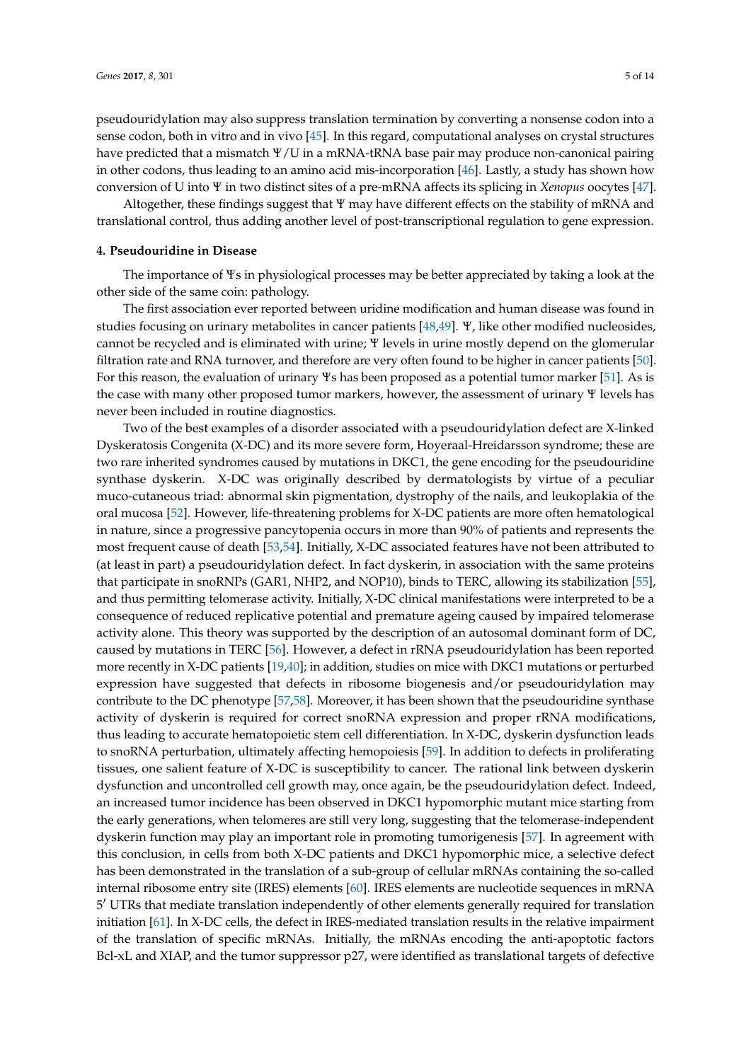pseudouridylation may also suppress translation termination by converting a nonsense codon into a sense codon, both in vitro and in vivo [45]. In this regard, computational analyses on crystal structures have predicted that a mismatch Ψ/U in a mRNA-tRNA base pair may produce non-canonical pairing in other codons, thus leading to an amino acid mis-incorporation [46]. Lastly, a study has shown how conversion of U into Ψ in two distinct sites of a pre-mRNA affects its splicing in *Xenopus* oocytes [47].

Altogether, these findings suggest that Ψ may have different effects on the stability of mRNA and translational control, thus adding another level of post-transcriptional regulation to gene expression.

## 4. Pseudouridine in Disease

The importance of Ψs in physiological processes may be better appreciated by taking a look at the other side of the same coin: pathology.

The first association ever reported between uridine modification and human disease was found in studies focusing on urinary metabolites in cancer patients [48,49]. Ψ, like other modified nucleosides, cannot be recycled and is eliminated with urine; Ψ levels in urine mostly depend on the glomerular filtration rate and RNA turnover, and therefore are very often found to be higher in cancer patients [50]. For this reason, the evaluation of urinary Ψs has been proposed as a potential tumor marker [51]. As is the case with many other proposed tumor markers, however, the assessment of urinary Ψ levels has never been included in routine diagnostics.

Two of the best examples of a disorder associated with a pseudouridylation defect are X-linked Dyskeratosis Congenita (X-DC) and its more severe form, Hoyeraal-Hreidarsson syndrome; these are two rare inherited syndromes caused by mutations in DKC1, the gene encoding for the pseudouridine synthase dyskerin. X-DC was originally described by dermatologists by virtue of a peculiar muco-cutaneous triad: abnormal skin pigmentation, dystrophy of the nails, and leukoplakia of the oral mucosa [52]. However, life-threatening problems for X-DC patients are more often hematological in nature, since a progressive pancytopenia occurs in more than 90% of patients and represents the most frequent cause of death [53,54]. Initially, X-DC associated features have not been attributed to (at least in part) a pseudouridylation defect. In fact dyskerin, in association with the same proteins that participate in snoRNPs (GAR1, NHP2, and NOP10), binds to TERC, allowing its stabilization [55], and thus permitting telomerase activity. Initially, X-DC clinical manifestations were interpreted to be a consequence of reduced replicative potential and premature ageing caused by impaired telomerase activity alone. This theory was supported by the description of an autosomal dominant form of DC, caused by mutations in TERC [56]. However, a defect in rRNA pseudouridylation has been reported more recently in X-DC patients [19,40]; in addition, studies on mice with DKC1 mutations or perturbed expression have suggested that defects in ribosome biogenesis and/or pseudouridylation may contribute to the DC phenotype [57,58]. Moreover, it has been shown that the pseudouridine synthase activity of dyskerin is required for correct snoRNA expression and proper rRNA modifications, thus leading to accurate hematopoietic stem cell differentiation. In X-DC, dyskerin dysfunction leads to snoRNA perturbation, ultimately affecting hemopoiesis [59]. In addition to defects in proliferating tissues, one salient feature of X-DC is susceptibility to cancer. The rational link between dyskerin dysfunction and uncontrolled cell growth may, once again, be the pseudouridylation defect. Indeed, an increased tumor incidence has been observed in DKC1 hypomorphic mutant mice starting from the early generations, when telomeres are still very long, suggesting that the telomerase-independent dyskerin function may play an important role in promoting tumorigenesis [57]. In agreement with this conclusion, in cells from both X-DC patients and DKC1 hypomorphic mice, a selective defect has been demonstrated in the translation of a sub-group of cellular mRNAs containing the so-called internal ribosome entry site (IRES) elements [60]. IRES elements are nucleotide sequences in mRNA 5′ UTRs that mediate translation independently of other elements generally required for translation initiation [61]. In X-DC cells, the defect in IRES-mediated translation results in the relative impairment of the translation of specific mRNAs. Initially, the mRNAs encoding the anti-apoptotic factors Bcl-xL and XIAP, and the tumor suppressor p27, were identified as translational targets of defective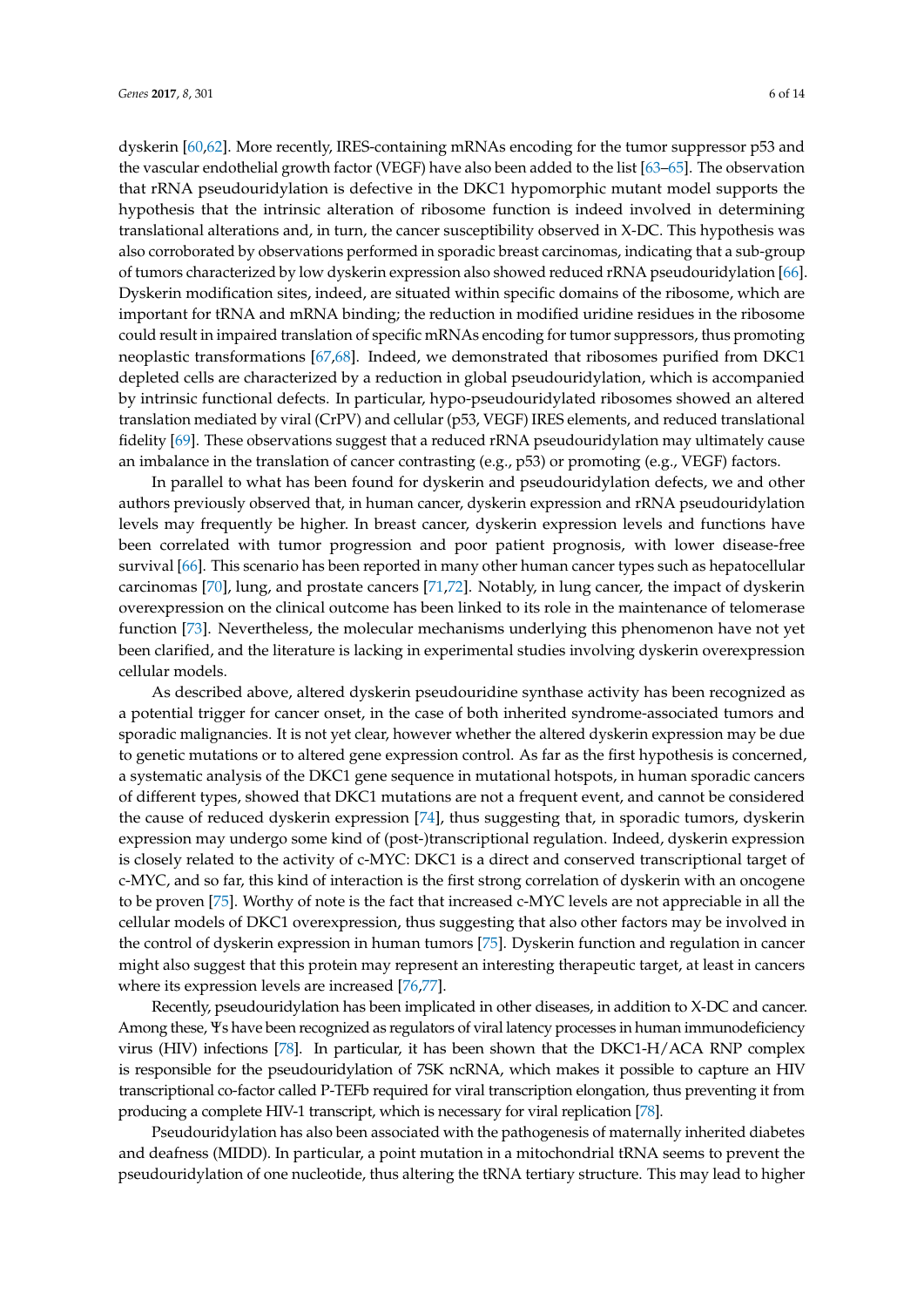dyskerin [60,62]. More recently, IRES-containing mRNAs encoding for the tumor suppressor p53 and the vascular endothelial growth factor (VEGF) have also been added to the list [63–65]. The observation that rRNA pseudouridylation is defective in the DKC1 hypomorphic mutant model supports the hypothesis that the intrinsic alteration of ribosome function is indeed involved in determining translational alterations and, in turn, the cancer susceptibility observed in X-DC. This hypothesis was also corroborated by observations performed in sporadic breast carcinomas, indicating that a sub-group of tumors characterized by low dyskerin expression also showed reduced rRNA pseudouridylation [66]. Dyskerin modification sites, indeed, are situated within specific domains of the ribosome, which are important for tRNA and mRNA binding; the reduction in modified uridine residues in the ribosome could result in impaired translation of specific mRNAs encoding for tumor suppressors, thus promoting neoplastic transformations [67,68]. Indeed, we demonstrated that ribosomes purified from DKC1 depleted cells are characterized by a reduction in global pseudouridylation, which is accompanied by intrinsic functional defects. In particular, hypo-pseudouridylated ribosomes showed an altered translation mediated by viral (CrPV) and cellular (p53, VEGF) IRES elements, and reduced translational fidelity [69]. These observations suggest that a reduced rRNA pseudouridylation may ultimately cause an imbalance in the translation of cancer contrasting (e.g., p53) or promoting (e.g., VEGF) factors.

In parallel to what has been found for dyskerin and pseudouridylation defects, we and other authors previously observed that, in human cancer, dyskerin expression and rRNA pseudouridylation levels may frequently be higher. In breast cancer, dyskerin expression levels and functions have been correlated with tumor progression and poor patient prognosis, with lower disease-free survival [66]. This scenario has been reported in many other human cancer types such as hepatocellular carcinomas [70], lung, and prostate cancers [71,72]. Notably, in lung cancer, the impact of dyskerin overexpression on the clinical outcome has been linked to its role in the maintenance of telomerase function [73]. Nevertheless, the molecular mechanisms underlying this phenomenon have not yet been clarified, and the literature is lacking in experimental studies involving dyskerin overexpression cellular models.

As described above, altered dyskerin pseudouridine synthase activity has been recognized as a potential trigger for cancer onset, in the case of both inherited syndrome-associated tumors and sporadic malignancies. It is not yet clear, however whether the altered dyskerin expression may be due to genetic mutations or to altered gene expression control. As far as the first hypothesis is concerned, a systematic analysis of the DKC1 gene sequence in mutational hotspots, in human sporadic cancers of different types, showed that DKC1 mutations are not a frequent event, and cannot be considered the cause of reduced dyskerin expression [74], thus suggesting that, in sporadic tumors, dyskerin expression may undergo some kind of (post-)transcriptional regulation. Indeed, dyskerin expression is closely related to the activity of c-MYC: DKC1 is a direct and conserved transcriptional target of c-MYC, and so far, this kind of interaction is the first strong correlation of dyskerin with an oncogene to be proven [75]. Worthy of note is the fact that increased c-MYC levels are not appreciable in all the cellular models of DKC1 overexpression, thus suggesting that also other factors may be involved in the control of dyskerin expression in human tumors [75]. Dyskerin function and regulation in cancer might also suggest that this protein may represent an interesting therapeutic target, at least in cancers where its expression levels are increased [76,77].

Recently, pseudouridylation has been implicated in other diseases, in addition to X-DC and cancer. Among these, Ψs have been recognized as regulators of viral latency processes in human immunodeficiency virus (HIV) infections [78]. In particular, it has been shown that the DKC1-H/ACA RNP complex is responsible for the pseudouridylation of 7SK ncRNA, which makes it possible to capture an HIV transcriptional co-factor called P-TEFb required for viral transcription elongation, thus preventing it from producing a complete HIV-1 transcript, which is necessary for viral replication [78].

Pseudouridylation has also been associated with the pathogenesis of maternally inherited diabetes and deafness (MIDD). In particular, a point mutation in a mitochondrial tRNA seems to prevent the pseudouridylation of one nucleotide, thus altering the tRNA tertiary structure. This may lead to higher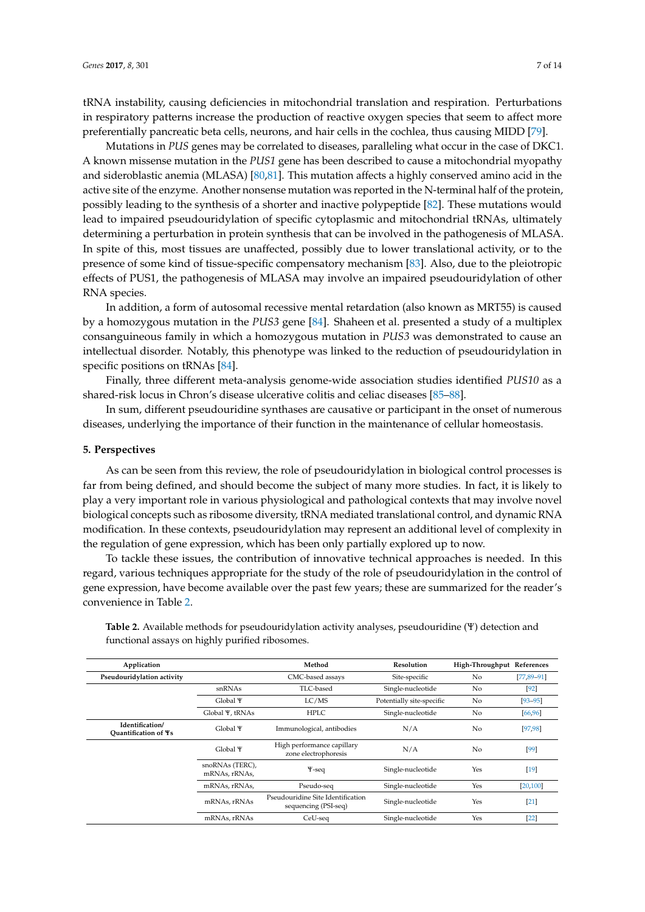tRNA instability, causing deficiencies in mitochondrial translation and respiration. Perturbations in respiratory patterns increase the production of reactive oxygen species that seem to affect more preferentially pancreatic beta cells, neurons, and hair cells in the cochlea, thus causing MIDD [79].

Mutations in *PUS* genes may be correlated to diseases, paralleling what occur in the case of DKC1. A known missense mutation in the *PUS1* gene has been described to cause a mitochondrial myopathy and sideroblastic anemia (MLASA) [80,81]. This mutation affects a highly conserved amino acid in the active site of the enzyme. Another nonsense mutation was reported in the N-terminal half of the protein, possibly leading to the synthesis of a shorter and inactive polypeptide [82]. These mutations would lead to impaired pseudouridylation of specific cytoplasmic and mitochondrial tRNAs, ultimately determining a perturbation in protein synthesis that can be involved in the pathogenesis of MLASA. In spite of this, most tissues are unaffected, possibly due to lower translational activity, or to the presence of some kind of tissue-specific compensatory mechanism [83]. Also, due to the pleiotropic effects of PUS1, the pathogenesis of MLASA may involve an impaired pseudouridylation of other RNA species.

In addition, a form of autosomal recessive mental retardation (also known as MRT55) is caused by a homozygous mutation in the *PUS3* gene [84]. Shaheen et al. presented a study of a multiplex consanguineous family in which a homozygous mutation in *PUS3* was demonstrated to cause an intellectual disorder. Notably, this phenotype was linked to the reduction of pseudouridylation in specific positions on tRNAs [84].

Finally, three different meta-analysis genome-wide association studies identified *PUS10* as a shared-risk locus in Chron's disease ulcerative colitis and celiac diseases [85–88].

In sum, different pseudouridine synthases are causative or participant in the onset of numerous diseases, underlying the importance of their function in the maintenance of cellular homeostasis.

## 5. Perspectives

As can be seen from this review, the role of pseudouridylation in biological control processes is far from being defined, and should become the subject of many more studies. In fact, it is likely to play a very important role in various physiological and pathological contexts that may involve novel biological concepts such as ribosome diversity, tRNA mediated translational control, and dynamic RNA modification. In these contexts, pseudouridylation may represent an additional level of complexity in the regulation of gene expression, which has been only partially explored up to now.

To tackle these issues, the contribution of innovative technical approaches is needed. In this regard, various techniques appropriate for the study of the role of pseudouridylation in the control of gene expression, have become available over the past few years; these are summarized for the reader's convenience in Table 2.

**Table 2.** Available methods for pseudouridylation activity analyses, pseudouridine (Ψ) detection and functional assays on highly purified ribosomes.

| Application | | Method | Resolution | High-Throughput | References |
|---|---|---|---|---|---|
| **Pseudouridylation activity** | | CMC-based assays | Site-specific | No | [77,89–91] |
| | snRNAs | TLC-based | Single-nucleotide | No | [92] |
| | Global Ψ | LC/MS | Potentially site-specific | No | [93–95] |
| | Global Ψ, tRNAs | HPLC | Single-nucleotide | No | [66,96] |
| **Identification/ Quantification of Ψs** | Global Ψ | Immunological, antibodies | N/A | No | [97,98] |
| | Global Ψ | High performance capillary zone electrophoresis | N/A | No | [99] |
| | snoRNAs (TERC), mRNAs, rRNAs, | Ψ-seq | Single-nucleotide | Yes | [19] |
| | mRNAs, rRNAs, | Pseudo-seq | Single-nucleotide | Yes | [20,100] |
| | mRNAs, rRNAs | Pseudouridine Site Identification sequencing (PSI-seq) | Single-nucleotide | Yes | [21] |
| | mRNAs, rRNAs | CeU-seq | Single-nucleotide | Yes | [22] |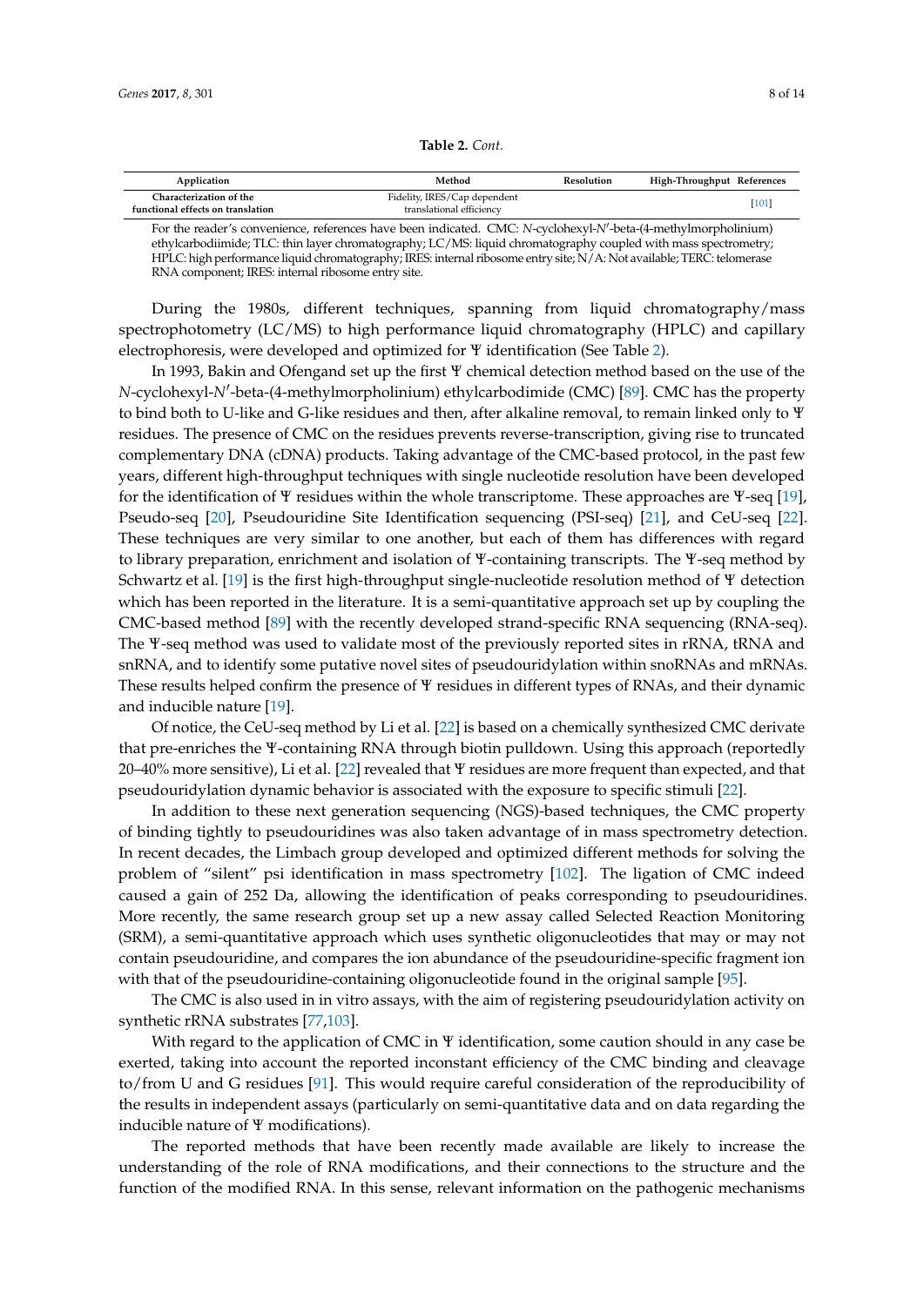**Table 2.** *Cont.*

| Application | Method | Resolution | High-Throughput | References |
| --- | --- | --- | --- | --- |
| **Characterization of the functional effects on translation** | Fidelity, IRES/Cap dependent translational efficiency | | | [101] |

For the reader's convenience, references have been indicated. CMC: *N*-cyclohexyl-*N*′-beta-(4-methylmorpholinium) ethylcarbodiimide; TLC: thin layer chromatography; LC/MS: liquid chromatography coupled with mass spectrometry; HPLC: high performance liquid chromatography; IRES: internal ribosome entry site; N/A: Not available; TERC: telomerase RNA component; IRES: internal ribosome entry site.

During the 1980s, different techniques, spanning from liquid chromatography/mass spectrophotometry (LC/MS) to high performance liquid chromatography (HPLC) and capillary electrophoresis, were developed and optimized for Ψ identification (See Table 2).

In 1993, Bakin and Ofengand set up the first Ψ chemical detection method based on the use of the *N*-cyclohexyl-*N*′-beta-(4-methylmorpholinium) ethylcarbodimide (CMC) [89]. CMC has the property to bind both to U-like and G-like residues and then, after alkaline removal, to remain linked only to Ψ residues. The presence of CMC on the residues prevents reverse-transcription, giving rise to truncated complementary DNA (cDNA) products. Taking advantage of the CMC-based protocol, in the past few years, different high-throughput techniques with single nucleotide resolution have been developed for the identification of Ψ residues within the whole transcriptome. These approaches are Ψ-seq [19], Pseudo-seq [20], Pseudouridine Site Identification sequencing (PSI-seq) [21], and CeU-seq [22]. These techniques are very similar to one another, but each of them has differences with regard to library preparation, enrichment and isolation of Ψ-containing transcripts. The Ψ-seq method by Schwartz et al. [19] is the first high-throughput single-nucleotide resolution method of Ψ detection which has been reported in the literature. It is a semi-quantitative approach set up by coupling the CMC-based method [89] with the recently developed strand-specific RNA sequencing (RNA-seq). The Ψ-seq method was used to validate most of the previously reported sites in rRNA, tRNA and snRNA, and to identify some putative novel sites of pseudouridylation within snoRNAs and mRNAs. These results helped confirm the presence of Ψ residues in different types of RNAs, and their dynamic and inducible nature [19].

Of notice, the CeU-seq method by Li et al. [22] is based on a chemically synthesized CMC derivate that pre-enriches the Ψ-containing RNA through biotin pulldown. Using this approach (reportedly 20–40% more sensitive), Li et al. [22] revealed that Ψ residues are more frequent than expected, and that pseudouridylation dynamic behavior is associated with the exposure to specific stimuli [22].

In addition to these next generation sequencing (NGS)-based techniques, the CMC property of binding tightly to pseudouridines was also taken advantage of in mass spectrometry detection. In recent decades, the Limbach group developed and optimized different methods for solving the problem of "silent" psi identification in mass spectrometry [102]. The ligation of CMC indeed caused a gain of 252 Da, allowing the identification of peaks corresponding to pseudouridines. More recently, the same research group set up a new assay called Selected Reaction Monitoring (SRM), a semi-quantitative approach which uses synthetic oligonucleotides that may or may not contain pseudouridine, and compares the ion abundance of the pseudouridine-specific fragment ion with that of the pseudouridine-containing oligonucleotide found in the original sample [95].

The CMC is also used in in vitro assays, with the aim of registering pseudouridylation activity on synthetic rRNA substrates [77,103].

With regard to the application of CMC in Ψ identification, some caution should in any case be exerted, taking into account the reported inconstant efficiency of the CMC binding and cleavage to/from U and G residues [91]. This would require careful consideration of the reproducibility of the results in independent assays (particularly on semi-quantitative data and on data regarding the inducible nature of Ψ modifications).

The reported methods that have been recently made available are likely to increase the understanding of the role of RNA modifications, and their connections to the structure and the function of the modified RNA. In this sense, relevant information on the pathogenic mechanisms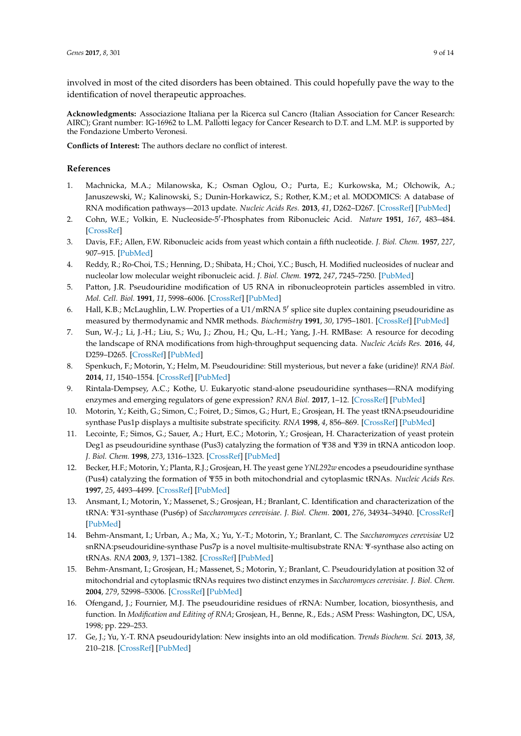involved in most of the cited disorders has been obtained. This could hopefully pave the way to the identification of novel therapeutic approaches.

**Acknowledgments:** Associazione Italiana per la Ricerca sul Cancro (Italian Association for Cancer Research: AIRC); Grant number: IG-16962 to L.M. Pallotti legacy for Cancer Research to D.T. and L.M. M.P. is supported by the Fondazione Umberto Veronesi.

**Conflicts of Interest:** The authors declare no conflict of interest.

## References

1. Machnicka, M.A.; Milanowska, K.; Osman Oglou, O.; Purta, E.; Kurkowska, M.; Olchowik, A.; Januszewski, W.; Kalinowski, S.; Dunin-Horkawicz, S.; Rother, K.M.; et al. MODOMICS: A database of RNA modification pathways—2013 update. *Nucleic Acids Res.* **2013**, *41*, D262–D267. [CrossRef] [PubMed]
2. Cohn, W.E.; Volkin, E. Nucleoside-5′-Phosphates from Ribonucleic Acid. *Nature* **1951**, *167*, 483–484. [CrossRef]
3. Davis, F.F.; Allen, F.W. Ribonucleic acids from yeast which contain a fifth nucleotide. *J. Biol. Chem.* **1957**, *227*, 907–915. [PubMed]
4. Reddy, R.; Ro-Choi, T.S.; Henning, D.; Shibata, H.; Choi, Y.C.; Busch, H. Modified nucleosides of nuclear and nucleolar low molecular weight ribonucleic acid. *J. Biol. Chem.* **1972**, *247*, 7245–7250. [PubMed]
5. Patton, J.R. Pseudouridine modification of U5 RNA in ribonucleoprotein particles assembled in vitro. *Mol. Cell. Biol.* **1991**, *11*, 5998–6006. [CrossRef] [PubMed]
6. Hall, K.B.; McLaughlin, L.W. Properties of a U1/mRNA 5′ splice site duplex containing pseudouridine as measured by thermodynamic and NMR methods. *Biochemistry* **1991**, *30*, 1795–1801. [CrossRef] [PubMed]
7. Sun, W.-J.; Li, J.-H.; Liu, S.; Wu, J.; Zhou, H.; Qu, L.-H.; Yang, J.-H. RMBase: A resource for decoding the landscape of RNA modifications from high-throughput sequencing data. *Nucleic Acids Res.* **2016**, *44*, D259–D265. [CrossRef] [PubMed]
8. Spenkuch, F.; Motorin, Y.; Helm, M. Pseudouridine: Still mysterious, but never a fake (uridine)! *RNA Biol.* **2014**, *11*, 1540–1554. [CrossRef] [PubMed]
9. Rintala-Dempsey, A.C.; Kothe, U. Eukaryotic stand-alone pseudouridine synthases—RNA modifying enzymes and emerging regulators of gene expression? *RNA Biol.* **2017**, 1–12. [CrossRef] [PubMed]
10. Motorin, Y.; Keith, G.; Simon, C.; Foiret, D.; Simos, G.; Hurt, E.; Grosjean, H. The yeast tRNA:pseudouridine synthase Pus1p displays a multisite substrate specificity. *RNA* **1998**, *4*, 856–869. [CrossRef] [PubMed]
11. Lecointe, F.; Simos, G.; Sauer, A.; Hurt, E.C.; Motorin, Y.; Grosjean, H. Characterization of yeast protein Deg1 as pseudouridine synthase (Pus3) catalyzing the formation of Ψ38 and Ψ39 in tRNA anticodon loop. *J. Biol. Chem.* **1998**, *273*, 1316–1323. [CrossRef] [PubMed]
12. Becker, H.F.; Motorin, Y.; Planta, R.J.; Grosjean, H. The yeast gene *YNL292w* encodes a pseudouridine synthase (Pus4) catalyzing the formation of Ψ55 in both mitochondrial and cytoplasmic tRNAs. *Nucleic Acids Res.* **1997**, *25*, 4493–4499. [CrossRef] [PubMed]
13. Ansmant, I.; Motorin, Y.; Massenet, S.; Grosjean, H.; Branlant, C. Identification and characterization of the tRNA: Ψ31-synthase (Pus6p) of *Saccharomyces cerevisiae*. *J. Biol. Chem.* **2001**, *276*, 34934–34940. [CrossRef] [PubMed]
14. Behm-Ansmant, I.; Urban, A.; Ma, X.; Yu, Y.-T.; Motorin, Y.; Branlant, C. The *Saccharomyces cerevisiae* U2 snRNA:pseudouridine-synthase Pus7p is a novel multisite-multisubstrate RNA: Ψ-synthase also acting on tRNAs. *RNA* **2003**, *9*, 1371–1382. [CrossRef] [PubMed]
15. Behm-Ansmant, I.; Grosjean, H.; Massenet, S.; Motorin, Y.; Branlant, C. Pseudouridylation at position 32 of mitochondrial and cytoplasmic tRNAs requires two distinct enzymes in *Saccharomyces cerevisiae*. *J. Biol. Chem.* **2004**, *279*, 52998–53006. [CrossRef] [PubMed]
16. Ofengand, J.; Fournier, M.J. The pseudouridine residues of rRNA: Number, location, biosynthesis, and function. In *Modification and Editing of RNA*; Grosjean, H., Benne, R., Eds.; ASM Press: Washington, DC, USA, 1998; pp. 229–253.
17. Ge, J.; Yu, Y.-T. RNA pseudouridylation: New insights into an old modification. *Trends Biochem. Sci.* **2013**, *38*, 210–218. [CrossRef] [PubMed]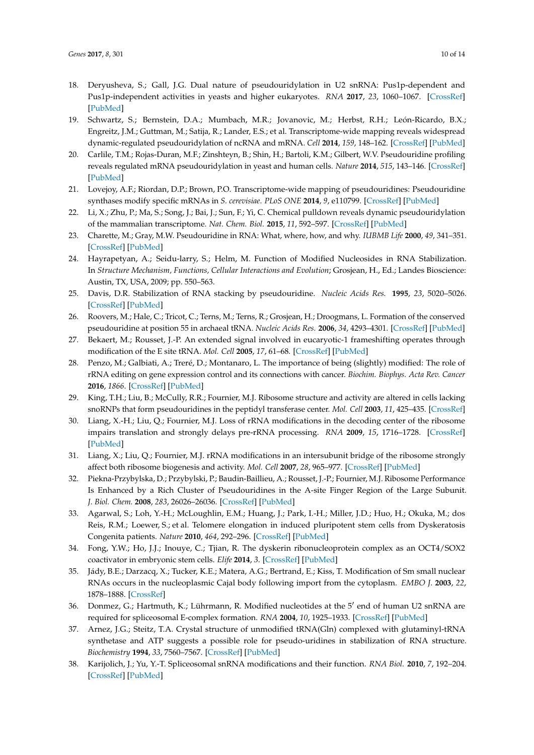18. Deryusheva, S.; Gall, J.G. Dual nature of pseudouridylation in U2 snRNA: Pus1p-dependent and Pus1p-independent activities in yeasts and higher eukaryotes. *RNA* **2017**, *23*, 1060–1067. [CrossRef] [PubMed]
19. Schwartz, S.; Bernstein, D.A.; Mumbach, M.R.; Jovanovic, M.; Herbst, R.H.; León-Ricardo, B.X.; Engreitz, J.M.; Guttman, M.; Satija, R.; Lander, E.S.; et al. Transcriptome-wide mapping reveals widespread dynamic-regulated pseudouridylation of ncRNA and mRNA. *Cell* **2014**, *159*, 148–162. [CrossRef] [PubMed]
20. Carlile, T.M.; Rojas-Duran, M.F.; Zinshteyn, B.; Shin, H.; Bartoli, K.M.; Gilbert, W.V. Pseudouridine profiling reveals regulated mRNA pseudouridylation in yeast and human cells. *Nature* **2014**, *515*, 143–146. [CrossRef] [PubMed]
21. Lovejoy, A.F.; Riordan, D.P.; Brown, P.O. Transcriptome-wide mapping of pseudouridines: Pseudouridine synthases modify specific mRNAs in *S. cerevisiae*. *PLoS ONE* **2014**, *9*, e110799. [CrossRef] [PubMed]
22. Li, X.; Zhu, P.; Ma, S.; Song, J.; Bai, J.; Sun, F.; Yi, C. Chemical pulldown reveals dynamic pseudouridylation of the mammalian transcriptome. *Nat. Chem. Biol.* **2015**, *11*, 592–597. [CrossRef] [PubMed]
23. Charette, M.; Gray, M.W. Pseudouridine in RNA: What, where, how, and why. *IUBMB Life* **2000**, *49*, 341–351. [CrossRef] [PubMed]
24. Hayrapetyan, A.; Seidu-larry, S.; Helm, M. Function of Modified Nucleosides in RNA Stabilization. In *Structure Mechanism, Functions, Cellular Interactions and Evolution*; Grosjean, H., Ed.; Landes Bioscience: Austin, TX, USA, 2009; pp. 550–563.
25. Davis, D.R. Stabilization of RNA stacking by pseudouridine. *Nucleic Acids Res.* **1995**, *23*, 5020–5026. [CrossRef] [PubMed]
26. Roovers, M.; Hale, C.; Tricot, C.; Terns, M.; Terns, R.; Grosjean, H.; Droogmans, L. Formation of the conserved pseudouridine at position 55 in archaeal tRNA. *Nucleic Acids Res.* **2006**, *34*, 4293–4301. [CrossRef] [PubMed]
27. Bekaert, M.; Rousset, J.-P. An extended signal involved in eucaryotic-1 frameshifting operates through modification of the E site tRNA. *Mol. Cell* **2005**, *17*, 61–68. [CrossRef] [PubMed]
28. Penzo, M.; Galbiati, A.; Treré, D.; Montanaro, L. The importance of being (slightly) modified: The role of rRNA editing on gene expression control and its connections with cancer. *Biochim. Biophys. Acta Rev. Cancer* **2016**, *1866*. [CrossRef] [PubMed]
29. King, T.H.; Liu, B.; McCully, R.R.; Fournier, M.J. Ribosome structure and activity are altered in cells lacking snoRNPs that form pseudouridines in the peptidyl transferase center. *Mol. Cell* **2003**, *11*, 425–435. [CrossRef]
30. Liang, X.-H.; Liu, Q.; Fournier, M.J. Loss of rRNA modifications in the decoding center of the ribosome impairs translation and strongly delays pre-rRNA processing. *RNA* **2009**, *15*, 1716–1728. [CrossRef] [PubMed]
31. Liang, X.; Liu, Q.; Fournier, M.J. rRNA modifications in an intersubunit bridge of the ribosome strongly affect both ribosome biogenesis and activity. *Mol. Cell* **2007**, *28*, 965–977. [CrossRef] [PubMed]
32. Piekna-Przybylska, D.; Przybylski, P.; Baudin-Baillieu, A.; Rousset, J.-P.; Fournier, M.J. Ribosome Performance Is Enhanced by a Rich Cluster of Pseudouridines in the A-site Finger Region of the Large Subunit. *J. Biol. Chem.* **2008**, *283*, 26026–26036. [CrossRef] [PubMed]
33. Agarwal, S.; Loh, Y.-H.; McLoughlin, E.M.; Huang, J.; Park, I.-H.; Miller, J.D.; Huo, H.; Okuka, M.; dos Reis, R.M.; Loewer, S.; et al. Telomere elongation in induced pluripotent stem cells from Dyskeratosis Congenita patients. *Nature* **2010**, *464*, 292–296. [CrossRef] [PubMed]
34. Fong, Y.W.; Ho, J.J.; Inouye, C.; Tjian, R. The dyskerin ribonucleoprotein complex as an OCT4/SOX2 coactivator in embryonic stem cells. *Elife* **2014**, *3*. [CrossRef] [PubMed]
35. Jády, B.E.; Darzacq, X.; Tucker, K.E.; Matera, A.G.; Bertrand, E.; Kiss, T. Modification of Sm small nuclear RNAs occurs in the nucleoplasmic Cajal body following import from the cytoplasm. *EMBO J.* **2003**, *22*, 1878–1888. [CrossRef]
36. Donmez, G.; Hartmuth, K.; Lührmann, R. Modified nucleotides at the 5′ end of human U2 snRNA are required for spliceosomal E-complex formation. *RNA* **2004**, *10*, 1925–1933. [CrossRef] [PubMed]
37. Arnez, J.G.; Steitz, T.A. Crystal structure of unmodified tRNA(Gln) complexed with glutaminyl-tRNA synthetase and ATP suggests a possible role for pseudo-uridines in stabilization of RNA structure. *Biochemistry* **1994**, *33*, 7560–7567. [CrossRef] [PubMed]
38. Karijolich, J.; Yu, Y.-T. Spliceosomal snRNA modifications and their function. *RNA Biol.* **2010**, *7*, 192–204. [CrossRef] [PubMed]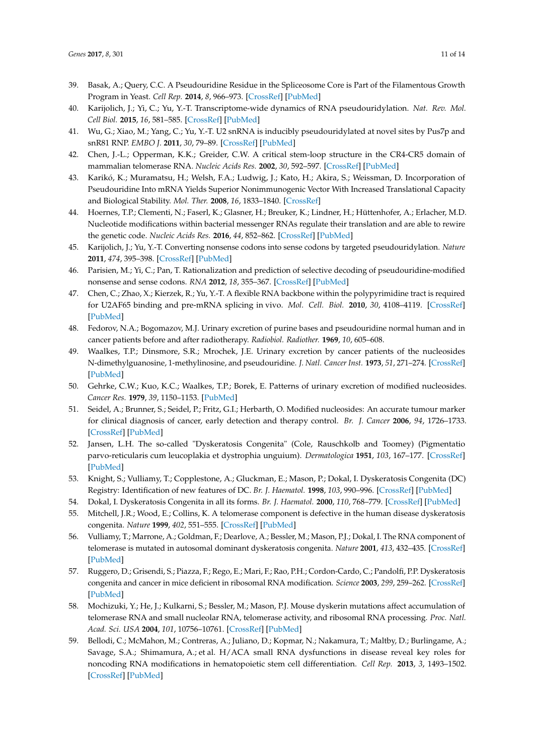39. Basak, A.; Query, C.C. A Pseudouridine Residue in the Spliceosome Core is Part of the Filamentous Growth Program in Yeast. *Cell Rep.* **2014**, *8*, 966–973. [CrossRef] [PubMed]
40. Karijolich, J.; Yi, C.; Yu, Y.-T. Transcriptome-wide dynamics of RNA pseudouridylation. *Nat. Rev. Mol. Cell Biol.* **2015**, *16*, 581–585. [CrossRef] [PubMed]
41. Wu, G.; Xiao, M.; Yang, C.; Yu, Y.-T. U2 snRNA is inducibly pseudouridylated at novel sites by Pus7p and snR81 RNP. *EMBO J.* **2011**, *30*, 79–89. [CrossRef] [PubMed]
42. Chen, J.-L.; Opperman, K.K.; Greider, C.W. A critical stem-loop structure in the CR4-CR5 domain of mammalian telomerase RNA. *Nucleic Acids Res.* **2002**, *30*, 592–597. [CrossRef] [PubMed]
43. Karikó, K.; Muramatsu, H.; Welsh, F.A.; Ludwig, J.; Kato, H.; Akira, S.; Weissman, D. Incorporation of Pseudouridine Into mRNA Yields Superior Nonimmunogenic Vector With Increased Translational Capacity and Biological Stability. *Mol. Ther.* **2008**, *16*, 1833–1840. [CrossRef]
44. Hoernes, T.P.; Clementi, N.; Faserl, K.; Glasner, H.; Breuker, K.; Lindner, H.; Hüttenhofer, A.; Erlacher, M.D. Nucleotide modifications within bacterial messenger RNAs regulate their translation and are able to rewire the genetic code. *Nucleic Acids Res.* **2016**, *44*, 852–862. [CrossRef] [PubMed]
45. Karijolich, J.; Yu, Y.-T. Converting nonsense codons into sense codons by targeted pseudouridylation. *Nature* **2011**, *474*, 395–398. [CrossRef] [PubMed]
46. Parisien, M.; Yi, C.; Pan, T. Rationalization and prediction of selective decoding of pseudouridine-modified nonsense and sense codons. *RNA* **2012**, *18*, 355–367. [CrossRef] [PubMed]
47. Chen, C.; Zhao, X.; Kierzek, R.; Yu, Y.-T. A flexible RNA backbone within the polypyrimidine tract is required for U2AF65 binding and pre-mRNA splicing in vivo. *Mol. Cell. Biol.* **2010**, *30*, 4108–4119. [CrossRef] [PubMed]
48. Fedorov, N.A.; Bogomazov, M.J. Urinary excretion of purine bases and pseudouridine normal human and in cancer patients before and after radiotherapy. *Radiobiol. Radiother.* **1969**, *10*, 605–608.
49. Waalkes, T.P.; Dinsmore, S.R.; Mrochek, J.E. Urinary excretion by cancer patients of the nucleosides N-dimethylguanosine, 1-methylinosine, and pseudouridine. *J. Natl. Cancer Inst.* **1973**, *51*, 271–274. [CrossRef] [PubMed]
50. Gehrke, C.W.; Kuo, K.C.; Waalkes, T.P.; Borek, E. Patterns of urinary excretion of modified nucleosides. *Cancer Res.* **1979**, *39*, 1150–1153. [PubMed]
51. Seidel, A.; Brunner, S.; Seidel, P.; Fritz, G.I.; Herbarth, O. Modified nucleosides: An accurate tumour marker for clinical diagnosis of cancer, early detection and therapy control. *Br. J. Cancer* **2006**, *94*, 1726–1733. [CrossRef] [PubMed]
52. Jansen, L.H. The so-called "Dyskeratosis Congenita" (Cole, Rauschkolb and Toomey) (Pigmentatio parvo-reticularis cum leucoplakia et dystrophia unguium). *Dermatologica* **1951**, *103*, 167–177. [CrossRef] [PubMed]
53. Knight, S.; Vulliamy, T.; Copplestone, A.; Gluckman, E.; Mason, P.; Dokal, I. Dyskeratosis Congenita (DC) Registry: Identification of new features of DC. *Br. J. Haematol.* **1998**, *103*, 990–996. [CrossRef] [PubMed]
54. Dokal, I. Dyskeratosis Congenita in all its forms. *Br. J. Haematol.* **2000**, *110*, 768–779. [CrossRef] [PubMed]
55. Mitchell, J.R.; Wood, E.; Collins, K. A telomerase component is defective in the human disease dyskeratosis congenita. *Nature* **1999**, *402*, 551–555. [CrossRef] [PubMed]
56. Vulliamy, T.; Marrone, A.; Goldman, F.; Dearlove, A.; Bessler, M.; Mason, P.J.; Dokal, I. The RNA component of telomerase is mutated in autosomal dominant dyskeratosis congenita. *Nature* **2001**, *413*, 432–435. [CrossRef] [PubMed]
57. Ruggero, D.; Grisendi, S.; Piazza, F.; Rego, E.; Mari, F.; Rao, P.H.; Cordon-Cardo, C.; Pandolfi, P.P. Dyskeratosis congenita and cancer in mice deficient in ribosomal RNA modification. *Science* **2003**, *299*, 259–262. [CrossRef] [PubMed]
58. Mochizuki, Y.; He, J.; Kulkarni, S.; Bessler, M.; Mason, P.J. Mouse dyskerin mutations affect accumulation of telomerase RNA and small nucleolar RNA, telomerase activity, and ribosomal RNA processing. *Proc. Natl. Acad. Sci. USA* **2004**, *101*, 10756–10761. [CrossRef] [PubMed]
59. Bellodi, C.; McMahon, M.; Contreras, A.; Juliano, D.; Kopmar, N.; Nakamura, T.; Maltby, D.; Burlingame, A.; Savage, S.A.; Shimamura, A.; et al. H/ACA small RNA dysfunctions in disease reveal key roles for noncoding RNA modifications in hematopoietic stem cell differentiation. *Cell Rep.* **2013**, *3*, 1493–1502. [CrossRef] [PubMed]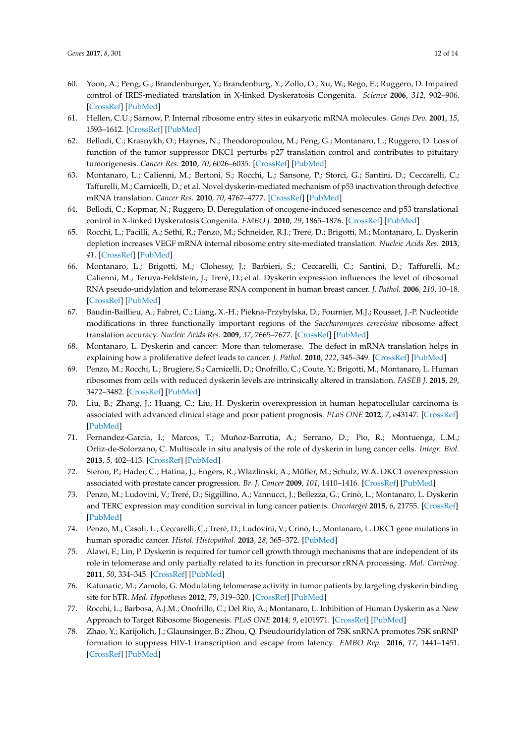60. Yoon, A.; Peng, G.; Brandenburger, Y.; Brandenburg, Y.; Zollo, O.; Xu, W.; Rego, E.; Ruggero, D. Impaired control of IRES-mediated translation in X-linked Dyskeratosis Congenita. *Science* **2006**, *312*, 902–906. [CrossRef] [PubMed]
61. Hellen, C.U.; Sarnow, P. Internal ribosome entry sites in eukaryotic mRNA molecules. *Genes Dev.* **2001**, *15*, 1593–1612. [CrossRef] [PubMed]
62. Bellodi, C.; Krasnykh, O.; Haynes, N.; Theodoropoulou, M.; Peng, G.; Montanaro, L.; Ruggero, D. Loss of function of the tumor suppressor DKC1 perturbs p27 translation control and contributes to pituitary tumorigenesis. *Cancer Res.* **2010**, *70*, 6026–6035. [CrossRef] [PubMed]
63. Montanaro, L.; Calienni, M.; Bertoni, S.; Rocchi, L.; Sansone, P.; Storci, G.; Santini, D.; Ceccarelli, C.; Taffurelli, M.; Carnicelli, D.; et al. Novel dyskerin-mediated mechanism of p53 inactivation through defective mRNA translation. *Cancer Res.* **2010**, *70*, 4767–4777. [CrossRef] [PubMed]
64. Bellodi, C.; Kopmar, N.; Ruggero, D. Deregulation of oncogene-induced senescence and p53 translational control in X-linked Dyskeratosis Congenita. *EMBO J.* **2010**, *29*, 1865–1876. [CrossRef] [PubMed]
65. Rocchi, L.; Pacilli, A.; Sethi, R.; Penzo, M.; Schneider, R.J.; Treré, D.; Brigotti, M.; Montanaro, L. Dyskerin depletion increases VEGF mRNA internal ribosome entry site-mediated translation. *Nucleic Acids Res.* **2013**, *41*. [CrossRef] [PubMed]
66. Montanaro, L.; Brigotti, M.; Clohessy, J.; Barbieri, S.; Ceccarelli, C.; Santini, D.; Taffurelli, M.; Calienni, M.; Teruya-Feldstein, J.; Trerè, D.; et al. Dyskerin expression influences the level of ribosomal RNA pseudo-uridylation and telomerase RNA component in human breast cancer. *J. Pathol.* **2006**, *210*, 10–18. [CrossRef] [PubMed]
67. Baudin-Baillieu, A.; Fabret, C.; Liang, X.-H.; Piekna-Przybylska, D.; Fournier, M.J.; Rousset, J.-P. Nucleotide modifications in three functionally important regions of the *Saccharomyces cerevisiae* ribosome affect translation accuracy. *Nucleic Acids Res.* **2009**, *37*, 7665–7677. [CrossRef] [PubMed]
68. Montanaro, L. Dyskerin and cancer: More than telomerase. The defect in mRNA translation helps in explaining how a proliferative defect leads to cancer. *J. Pathol.* **2010**, *222*, 345–349. [CrossRef] [PubMed]
69. Penzo, M.; Rocchi, L.; Brugiere, S.; Carnicelli, D.; Onofrillo, C.; Coute, Y.; Brigotti, M.; Montanaro, L. Human ribosomes from cells with reduced dyskerin levels are intrinsically altered in translation. *FASEB J.* **2015**, *29*, 3472–3482. [CrossRef] [PubMed]
70. Liu, B.; Zhang, J.; Huang, C.; Liu, H. Dyskerin overexpression in human hepatocellular carcinoma is associated with advanced clinical stage and poor patient prognosis. *PLoS ONE* **2012**, *7*, e43147. [CrossRef] [PubMed]
71. Fernandez-Garcia, I.; Marcos, T.; Muñoz-Barrutia, A.; Serrano, D.; Pio, R.; Montuenga, L.M.; Ortiz-de-Solorzano, C. Multiscale in situ analysis of the role of dyskerin in lung cancer cells. *Integr. Biol.* **2013**, *5*, 402–413. [CrossRef] [PubMed]
72. Sieron, P.; Hader, C.; Hatina, J.; Engers, R.; Wlazlinski, A.; Müller, M.; Schulz, W.A. DKC1 overexpression associated with prostate cancer progression. *Br. J. Cancer* **2009**, *101*, 1410–1416. [CrossRef] [PubMed]
73. Penzo, M.; Ludovini, V.; Treré, D.; Siggillino, A.; Vannucci, J.; Bellezza, G.; Crinò, L.; Montanaro, L. Dyskerin and TERC expression may condition survival in lung cancer patients. *Oncotarget* **2015**, *6*, 21755. [CrossRef] [PubMed]
74. Penzo, M.; Casoli, L.; Ceccarelli, C.; Treré, D.; Ludovini, V.; Crinò, L.; Montanaro, L. DKC1 gene mutations in human sporadic cancer. *Histol. Histopathol.* **2013**, *28*, 365–372. [PubMed]
75. Alawi, F.; Lin, P. Dyskerin is required for tumor cell growth through mechanisms that are independent of its role in telomerase and only partially related to its function in precursor rRNA processing. *Mol. Carcinog.* **2011**, *50*, 334–345. [CrossRef] [PubMed]
76. Katunaric, M.; Zamolo, G. Modulating telomerase activity in tumor patients by targeting dyskerin binding site for hTR. *Med. Hypotheses* **2012**, *79*, 319–320. [CrossRef] [PubMed]
77. Rocchi, L.; Barbosa, A.J.M.; Onofrillo, C.; Del Rio, A.; Montanaro, L. Inhibition of Human Dyskerin as a New Approach to Target Ribosome Biogenesis. *PLoS ONE* **2014**, *9*, e101971. [CrossRef] [PubMed]
78. Zhao, Y.; Karijolich, J.; Glaunsinger, B.; Zhou, Q. Pseudouridylation of 7SK snRNA promotes 7SK snRNP formation to suppress HIV-1 transcription and escape from latency. *EMBO Rep.* **2016**, *17*, 1441–1451. [CrossRef] [PubMed]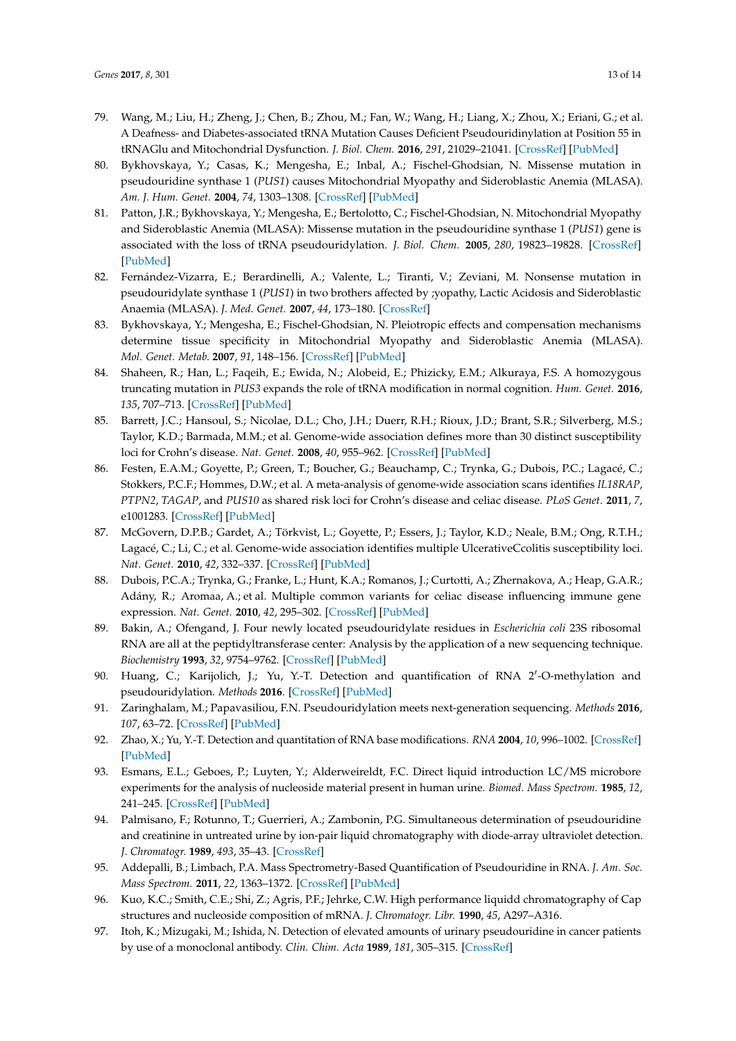79. Wang, M.; Liu, H.; Zheng, J.; Chen, B.; Zhou, M.; Fan, W.; Wang, H.; Liang, X.; Zhou, X.; Eriani, G.; et al. A Deafness- and Diabetes-associated tRNA Mutation Causes Deficient Pseudouridinylation at Position 55 in tRNAGlu and Mitochondrial Dysfunction. *J. Biol. Chem.* **2016**, *291*, 21029–21041. [CrossRef] [PubMed]
80. Bykhovskaya, Y.; Casas, K.; Mengesha, E.; Inbal, A.; Fischel-Ghodsian, N. Missense mutation in pseudouridine synthase 1 (*PUS1*) causes Mitochondrial Myopathy and Sideroblastic Anemia (MLASA). *Am. J. Hum. Genet.* **2004**, *74*, 1303–1308. [CrossRef] [PubMed]
81. Patton, J.R.; Bykhovskaya, Y.; Mengesha, E.; Bertolotto, C.; Fischel-Ghodsian, N. Mitochondrial Myopathy and Sideroblastic Anemia (MLASA): Missense mutation in the pseudouridine synthase 1 (*PUS1*) gene is associated with the loss of tRNA pseudouridylation. *J. Biol. Chem.* **2005**, *280*, 19823–19828. [CrossRef] [PubMed]
82. Fernández-Vizarra, E.; Berardinelli, A.; Valente, L.; Tiranti, V.; Zeviani, M. Nonsense mutation in pseudouridylate synthase 1 (*PUS1*) in two brothers affected by ;yopathy, Lactic Acidosis and Sideroblastic Anaemia (MLASA). *J. Med. Genet.* **2007**, *44*, 173–180. [CrossRef]
83. Bykhovskaya, Y.; Mengesha, E.; Fischel-Ghodsian, N. Pleiotropic effects and compensation mechanisms determine tissue specificity in Mitochondrial Myopathy and Sideroblastic Anemia (MLASA). *Mol. Genet. Metab.* **2007**, *91*, 148–156. [CrossRef] [PubMed]
84. Shaheen, R.; Han, L.; Faqeih, E.; Ewida, N.; Alobeid, E.; Phizicky, E.M.; Alkuraya, F.S. A homozygous truncating mutation in *PUS3* expands the role of tRNA modification in normal cognition. *Hum. Genet.* **2016**, *135*, 707–713. [CrossRef] [PubMed]
85. Barrett, J.C.; Hansoul, S.; Nicolae, D.L.; Cho, J.H.; Duerr, R.H.; Rioux, J.D.; Brant, S.R.; Silverberg, M.S.; Taylor, K.D.; Barmada, M.M.; et al. Genome-wide association defines more than 30 distinct susceptibility loci for Crohn's disease. *Nat. Genet.* **2008**, *40*, 955–962. [CrossRef] [PubMed]
86. Festen, E.A.M.; Goyette, P.; Green, T.; Boucher, G.; Beauchamp, C.; Trynka, G.; Dubois, P.C.; Lagacé, C.; Stokkers, P.C.F.; Hommes, D.W.; et al. A meta-analysis of genome-wide association scans identifies *IL18RAP*, *PTPN2*, *TAGAP*, and *PUS10* as shared risk loci for Crohn's disease and celiac disease. *PLoS Genet.* **2011**, *7*, e1001283. [CrossRef] [PubMed]
87. McGovern, D.P.B.; Gardet, A.; Törkvist, L.; Goyette, P.; Essers, J.; Taylor, K.D.; Neale, B.M.; Ong, R.T.H.; Lagacé, C.; Li, C.; et al. Genome-wide association identifies multiple UlcerativeCcolitis susceptibility loci. *Nat. Genet.* **2010**, *42*, 332–337. [CrossRef] [PubMed]
88. Dubois, P.C.A.; Trynka, G.; Franke, L.; Hunt, K.A.; Romanos, J.; Curtotti, A.; Zhernakova, A.; Heap, G.A.R.; Ádány, R.; Aromaa, A.; et al. Multiple common variants for celiac disease influencing immune gene expression. *Nat. Genet.* **2010**, *42*, 295–302. [CrossRef] [PubMed]
89. Bakin, A.; Ofengand, J. Four newly located pseudouridylate residues in *Escherichia coli* 23S ribosomal RNA are all at the peptidyltransferase center: Analysis by the application of a new sequencing technique. *Biochemistry* **1993**, *32*, 9754–9762. [CrossRef] [PubMed]
90. Huang, C.; Karijolich, J.; Yu, Y.-T. Detection and quantification of RNA 2′-O-methylation and pseudouridylation. *Methods* **2016**. [CrossRef] [PubMed]
91. Zaringhalam, M.; Papavasiliou, F.N. Pseudouridylation meets next-generation sequencing. *Methods* **2016**, *107*, 63–72. [CrossRef] [PubMed]
92. Zhao, X.; Yu, Y.-T. Detection and quantitation of RNA base modifications. *RNA* **2004**, *10*, 996–1002. [CrossRef] [PubMed]
93. Esmans, E.L.; Geboes, P.; Luyten, Y.; Alderweireldt, F.C. Direct liquid introduction LC/MS microbore experiments for the analysis of nucleoside material present in human urine. *Biomed. Mass Spectrom.* **1985**, *12*, 241–245. [CrossRef] [PubMed]
94. Palmisano, F.; Rotunno, T.; Guerrieri, A.; Zambonin, P.G. Simultaneous determination of pseudouridine and creatinine in untreated urine by ion-pair liquid chromatography with diode-array ultraviolet detection. *J. Chromatogr.* **1989**, *493*, 35–43. [CrossRef]
95. Addepalli, B.; Limbach, P.A. Mass Spectrometry-Based Quantification of Pseudouridine in RNA. *J. Am. Soc. Mass Spectrom.* **2011**, *22*, 1363–1372. [CrossRef] [PubMed]
96. Kuo, K.C.; Smith, C.E.; Shi, Z.; Agris, P.F.; Jehrke, C.W. High performance liquidd chromatography of Cap structures and nucleoside composition of mRNA. *J. Chromatogr. Libr.* **1990**, *45*, A297–A316.
97. Itoh, K.; Mizugaki, M.; Ishida, N. Detection of elevated amounts of urinary pseudouridine in cancer patients by use of a monoclonal antibody. *Clin. Chim. Acta* **1989**, *181*, 305–315. [CrossRef]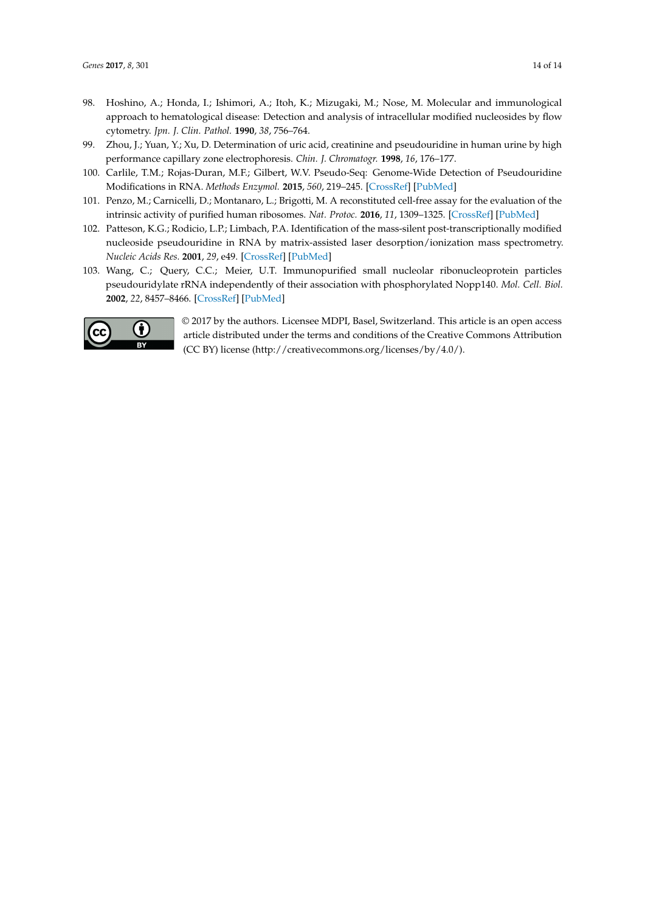98. Hoshino, A.; Honda, I.; Ishimori, A.; Itoh, K.; Mizugaki, M.; Nose, M. Molecular and immunological approach to hematological disease: Detection and analysis of intracellular modified nucleosides by flow cytometry. *Jpn. J. Clin. Pathol.* **1990**, *38*, 756–764.
99. Zhou, J.; Yuan, Y.; Xu, D. Determination of uric acid, creatinine and pseudouridine in human urine by high performance capillary zone electrophoresis. *Chin. J. Chromatogr.* **1998**, *16*, 176–177.
100. Carlile, T.M.; Rojas-Duran, M.F.; Gilbert, W.V. Pseudo-Seq: Genome-Wide Detection of Pseudouridine Modifications in RNA. *Methods Enzymol.* **2015**, *560*, 219–245. [CrossRef] [PubMed]
101. Penzo, M.; Carnicelli, D.; Montanaro, L.; Brigotti, M. A reconstituted cell-free assay for the evaluation of the intrinsic activity of purified human ribosomes. *Nat. Protoc.* **2016**, *11*, 1309–1325. [CrossRef] [PubMed]
102. Patteson, K.G.; Rodicio, L.P.; Limbach, P.A. Identification of the mass-silent post-transcriptionally modified nucleoside pseudouridine in RNA by matrix-assisted laser desorption/ionization mass spectrometry. *Nucleic Acids Res.* **2001**, *29*, e49. [CrossRef] [PubMed]
103. Wang, C.; Query, C.C.; Meier, U.T. Immunopurified small nucleolar ribonucleoprotein particles pseudouridylate rRNA independently of their association with phosphorylated Nopp140. *Mol. Cell. Biol.* **2002**, *22*, 8457–8466. [CrossRef] [PubMed]

© 2017 by the authors. Licensee MDPI, Basel, Switzerland. This article is an open access article distributed under the terms and conditions of the Creative Commons Attribution (CC BY) license (http://creativecommons.org/licenses/by/4.0/).